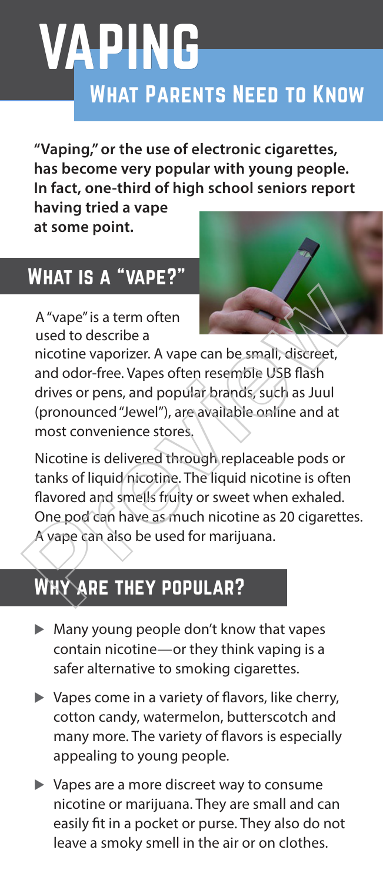# VAPING

## What Parents Need to Know

**"Vaping," or the use of electronic cigarettes, has become very popular with young people. In fact, one-third of high school seniors report having tried a vape at some point.**

## What is a "vape?"

A "vape" is a term often used to describe a nicotine vaporizer. A vape can be small, discreet, and odor-free. Vapes often resemble USB flash drives or pens, and popular brands, such as Juul (pronounced "Jewel"), are available online and at most convenience stores.

Nicotine is delivered through replaceable pods or tanks of liquid nicotine. The liquid nicotine is often flavored and smells fruity or sweet when exhaled. One pod can have as much nicotine as 20 cigarettes. A vape can also be used for marijuana.

## Why are they popular?

- Many young people don't know that vapes contain nicotine—or they think vaping is a safer alternative to smoking cigarettes.
- Vapes come in a variety of flavors, like cherry, cotton candy, watermelon, butterscotch and many more. The variety of flavors is especially appealing to young people.
- Vapes are a more discreet way to consume nicotine or marijuana. They are small and can easily fit in a pocket or purse. They also do not leave a smoky smell in the air or on clothes.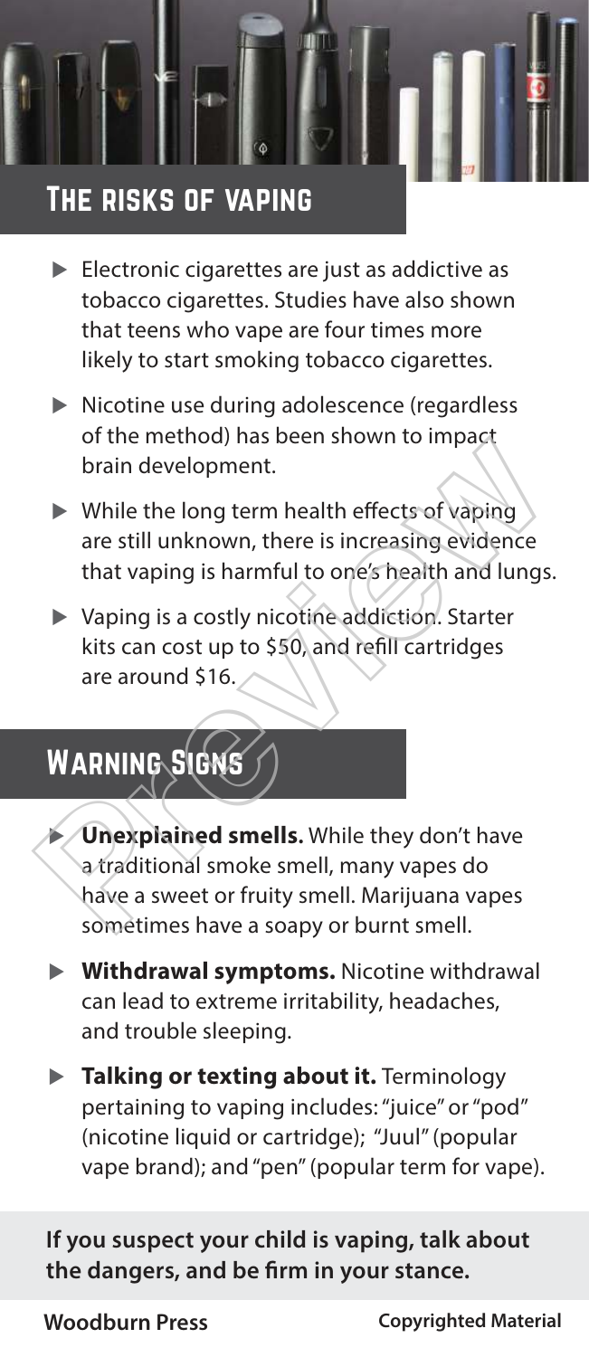## The risks of vaping

- Electronic cigarettes are just as addictive as tobacco cigarettes. Studies have also shown that teens who vape are four times more likely to start smoking tobacco cigarettes.
- Nicotine use during adolescence (regardless of the method) has been shown to impact brain development.
- While the long term health effects of vaping are still unknown, there is increasing evidence that vaping is harmful to one's health and lungs.
- Vaping is a costly nicotine addiction. Starter kits can cost up to $50, and refill cartridges are around $16.

## Warning Signs

- **Unexplained smells.** While they don't have a traditional smoke smell, many vapes do have a sweet or fruity smell. Marijuana vapes sometimes have a soapy or burnt smell.
- **Withdrawal symptoms.** Nicotine withdrawal can lead to extreme irritability, headaches, and trouble sleeping.
- **Talking or texting about it.** Terminology pertaining to vaping includes: "juice" or "pod" (nicotine liquid or cartridge); "Juul" (popular vape brand); and "pen" (popular term for vape).

**If you suspect your child is vaping, talk about the dangers, and be firm in your stance.**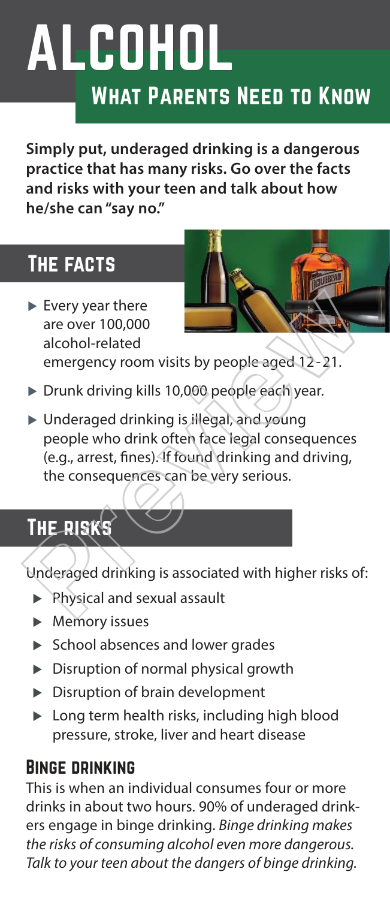# ALCOHOL

## What Parents Need to Know

**Simply put, underaged drinking is a dangerous practice that has many risks. Go over the facts and risks with your teen and talk about how he/she can "say no."**

## The facts

- Every year there are over 100,000 alcohol-related emergency room visits by people aged 12-21.
- Drunk driving kills 10,000 people each year.
- Underaged drinking is illegal, and young people who drink often face legal consequences (e.g., arrest, fines). If found drinking and driving, the consequences can be very serious.

## The risks

Underaged drinking is associated with higher risks of:

- Physical and sexual assault
- Memory issues
- School absences and lower grades
- Disruption of normal physical growth
- Disruption of brain development
- Long term health risks, including high blood pressure, stroke, liver and heart disease

### Binge drinking

This is when an individual consumes four or more drinks in about two hours. 90% of underaged drinkers engage in binge drinking. *Binge drinking makes the risks of consuming alcohol even more dangerous. Talk to your teen about the dangers of binge drinking.*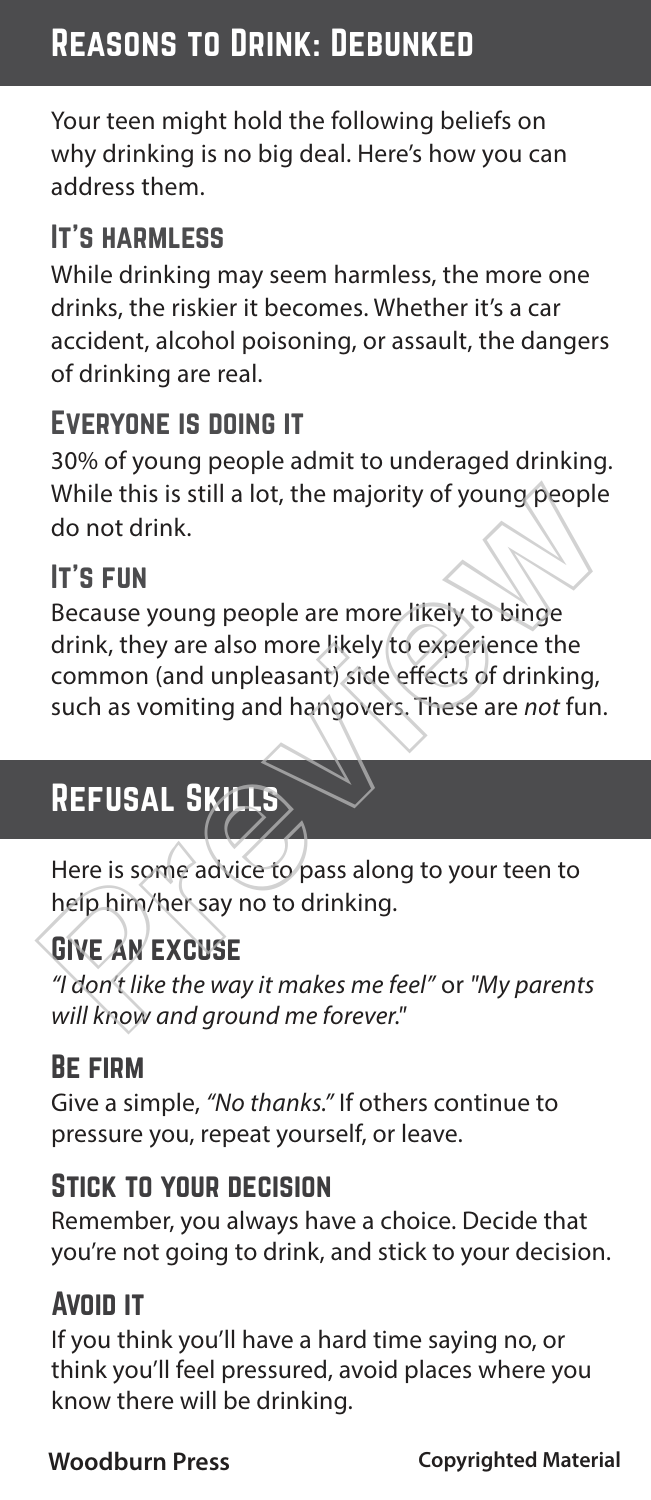## Reasons to Drink: Debunked

Your teen might hold the following beliefs on why drinking is no big deal. Here's how you can address them.

### It's harmless

While drinking may seem harmless, the more one drinks, the riskier it becomes. Whether it's a car accident, alcohol poisoning, or assault, the dangers of drinking are real.

### Everyone is doing it

30% of young people admit to underaged drinking. While this is still a lot, the majority of young people do not drink.

### It's fun

Because young people are more likely to binge drink, they are also more likely to experience the common (and unpleasant) side effects of drinking, such as vomiting and hangovers. These are *not* fun.

## Refusal Skills

Here is some advice to pass along to your teen to help him/her say no to drinking.

### Give an excuse

*"I don't like the way it makes me feel"* or *"My parents will know and ground me forever."*

### Be firm

Give a simple, *"No thanks."* If others continue to pressure you, repeat yourself, or leave.

### Stick to your decision

Remember, you always have a choice. Decide that you're not going to drink, and stick to your decision.

### Avoid it

If you think you'll have a hard time saying no, or think you'll feel pressured, avoid places where you know there will be drinking.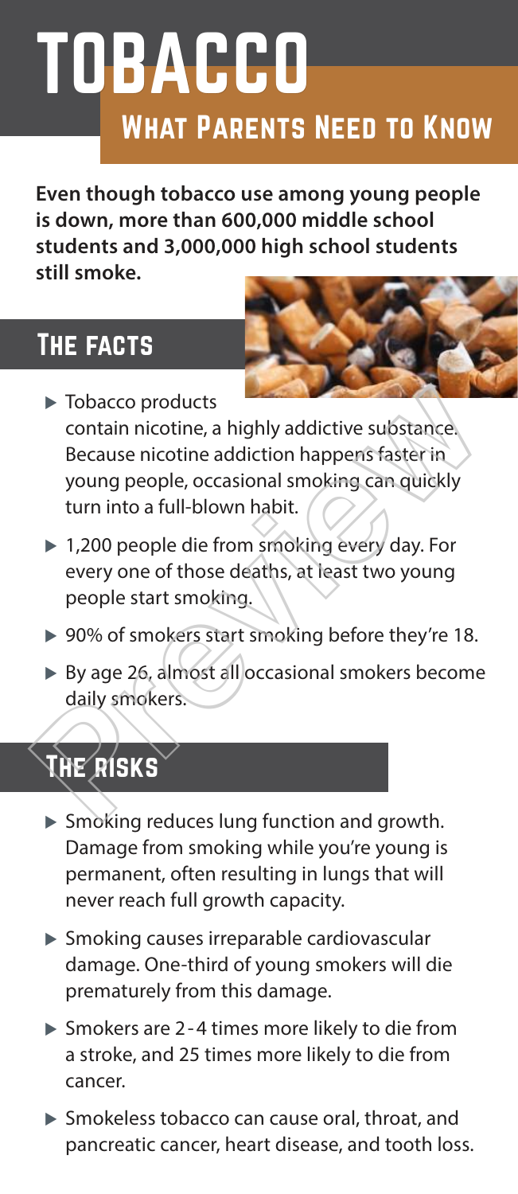# TOBACCO

## What Parents Need to Know

**Even though tobacco use among young people is down, more than 600,000 middle school students and 3,000,000 high school students still smoke.**

## The facts

- Tobacco products contain nicotine, a highly addictive substance. Because nicotine addiction happens faster in young people, occasional smoking can quickly turn into a full-blown habit.
- 1,200 people die from smoking every day. For every one of those deaths, at least two young people start smoking.
- 90% of smokers start smoking before they're 18.
- By age 26, almost all occasional smokers become daily smokers.

## The risks

- Smoking reduces lung function and growth. Damage from smoking while you're young is permanent, often resulting in lungs that will never reach full growth capacity.
- Smoking causes irreparable cardiovascular damage. One-third of young smokers will die prematurely from this damage.
- Smokers are 2-4 times more likely to die from a stroke, and 25 times more likely to die from cancer.
- Smokeless tobacco can cause oral, throat, and pancreatic cancer, heart disease, and tooth loss.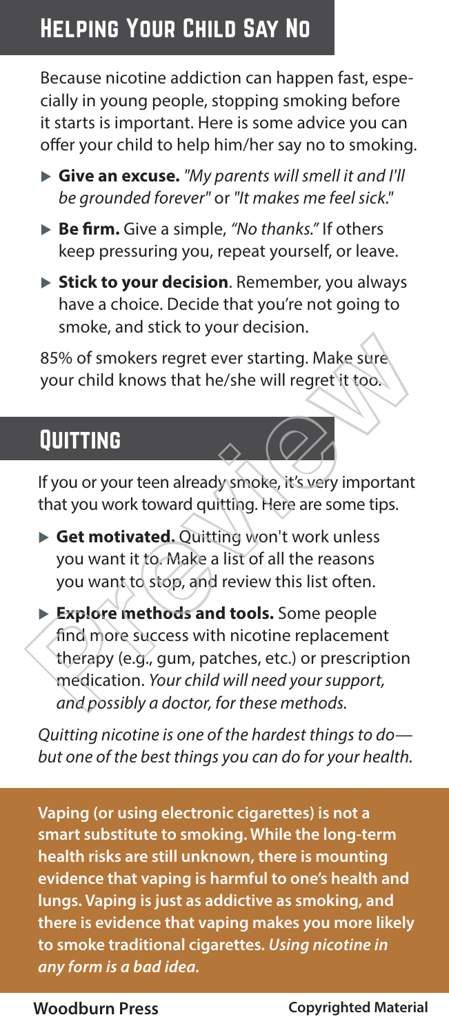## Helping Your Child Say No

Because nicotine addiction can happen fast, especially in young people, stopping smoking before it starts is important. Here is some advice you can offer your child to help him/her say no to smoking.

- **Give an excuse.** *"My parents will smell it and I'll be grounded forever"* or *"It makes me feel sick."*
- **Be firm.** Give a simple, *"No thanks."* If others keep pressuring you, repeat yourself, or leave.
- **Stick to your decision**. Remember, you always have a choice. Decide that you're not going to smoke, and stick to your decision.

85% of smokers regret ever starting. Make sure your child knows that he/she will regret it too.

## Quitting

If you or your teen already smoke, it's very important that you work toward quitting. Here are some tips.

- **Get motivated.** Quitting won't work unless you want it to. Make a list of all the reasons you want to stop, and review this list often.
- **Explore methods and tools.** Some people find more success with nicotine replacement therapy (e.g., gum, patches, etc.) or prescription medication. *Your child will need your support, and possibly a doctor, for these methods.*

*Quitting nicotine is one of the hardest things to do—but one of the best things you can do for your health.*

**Vaping (or using electronic cigarettes) is not a smart substitute to smoking. While the long-term health risks are still unknown, there is mounting evidence that vaping is harmful to one's health and lungs. Vaping is just as addictive as smoking, and there is evidence that vaping makes you more likely to smoke traditional cigarettes.** ***Using nicotine in any form is a bad idea.***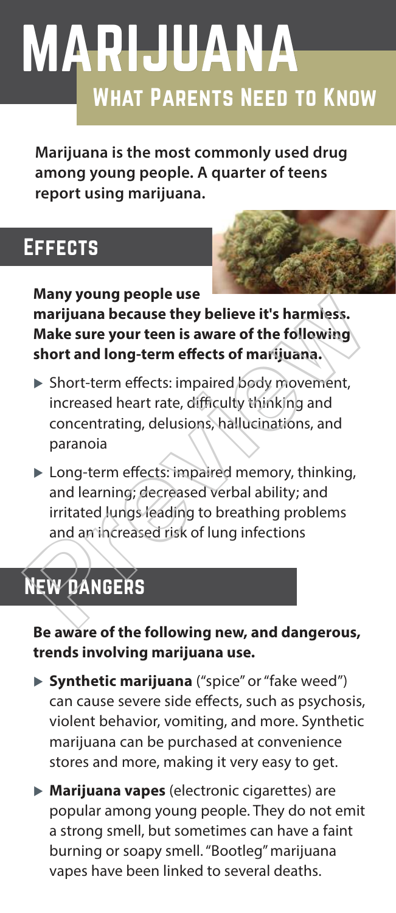# MARIJUANA

## What Parents Need to Know

**Marijuana is the most commonly used drug among young people. A quarter of teens report using marijuana.**

## Effects

**Many young people use marijuana because they believe it's harmless. Make sure your teen is aware of the following short and long-term effects of marijuana.**

- Short-term effects: impaired body movement, increased heart rate, difficulty thinking and concentrating, delusions, hallucinations, and paranoia
- Long-term effects: impaired memory, thinking, and learning; decreased verbal ability; and irritated lungs leading to breathing problems and an increased risk of lung infections

## New Dangers

**Be aware of the following new, and dangerous, trends involving marijuana use.**

- **Synthetic marijuana** ("spice" or "fake weed") can cause severe side effects, such as psychosis, violent behavior, vomiting, and more. Synthetic marijuana can be purchased at convenience stores and more, making it very easy to get.
- **Marijuana vapes** (electronic cigarettes) are popular among young people. They do not emit a strong smell, but sometimes can have a faint burning or soapy smell. "Bootleg" marijuana vapes have been linked to several deaths.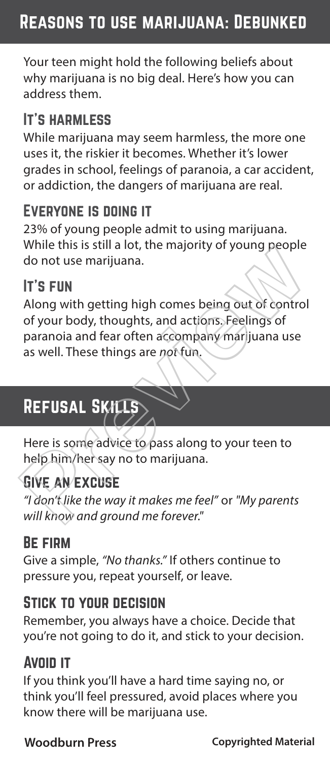## Reasons to use marijuana: Debunked

Your teen might hold the following beliefs about why marijuana is no big deal. Here's how you can address them.

### It's harmless

While marijuana may seem harmless, the more one uses it, the riskier it becomes. Whether it's lower grades in school, feelings of paranoia, a car accident, or addiction, the dangers of marijuana are real.

### Everyone is doing it

23% of young people admit to using marijuana. While this is still a lot, the majority of young people do not use marijuana.

### It's fun

Along with getting high comes being out of control of your body, thoughts, and actions. Feelings of paranoia and fear often accompany marijuana use as well. These things are *not* fun.

## Refusal Skills

Here is some advice to pass along to your teen to help him/her say no to marijuana.

### Give an excuse

*"I don't like the way it makes me feel"* or *"My parents will know and ground me forever."*

### Be firm

Give a simple, *"No thanks."* If others continue to pressure you, repeat yourself, or leave.

### Stick to your decision

Remember, you always have a choice. Decide that you're not going to do it, and stick to your decision.

### Avoid it

If you think you'll have a hard time saying no, or think you'll feel pressured, avoid places where you know there will be marijuana use.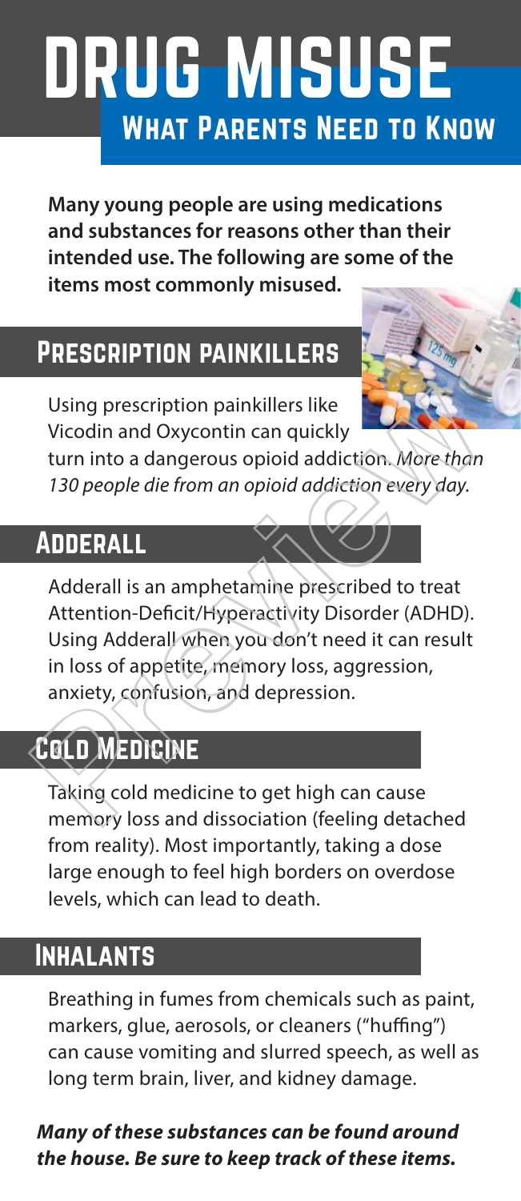# DRUG MISUSE

## What Parents Need to Know

**Many young people are using medications and substances for reasons other than their intended use. The following are some of the items most commonly misused.**

## Prescription painkillers

Using prescription painkillers like Vicodin and Oxycontin can quickly turn into a dangerous opioid addiction. *More than 130 people die from an opioid addiction every day.*

## Adderall

Adderall is an amphetamine prescribed to treat Attention-Deficit/Hyperactivity Disorder (ADHD). Using Adderall when you don't need it can result in loss of appetite, memory loss, aggression, anxiety, confusion, and depression.

## Cold Medicine

Taking cold medicine to get high can cause memory loss and dissociation (feeling detached from reality). Most importantly, taking a dose large enough to feel high borders on overdose levels, which can lead to death.

## Inhalants

Breathing in fumes from chemicals such as paint, markers, glue, aerosols, or cleaners ("huffing") can cause vomiting and slurred speech, as well as long term brain, liver, and kidney damage.

***Many of these substances can be found around the house. Be sure to keep track of these items.***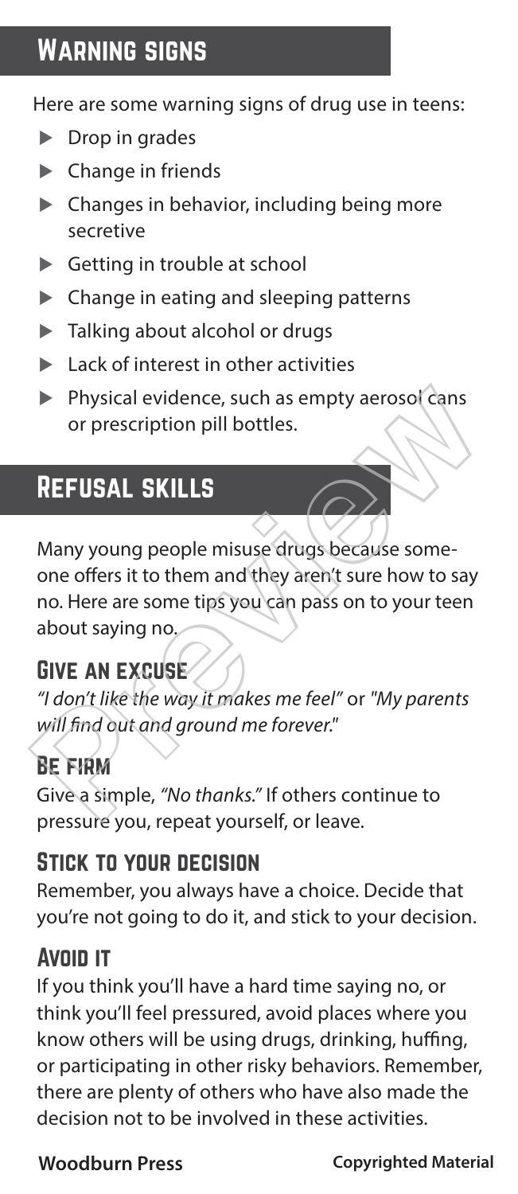## Warning signs

Here are some warning signs of drug use in teens:

- Drop in grades
- Change in friends
- Changes in behavior, including being more secretive
- Getting in trouble at school
- Change in eating and sleeping patterns
- Talking about alcohol or drugs
- Lack of interest in other activities
- Physical evidence, such as empty aerosol cans or prescription pill bottles.

## Refusal skills

Many young people misuse drugs because someone offers it to them and they aren't sure how to say no. Here are some tips you can pass on to your teen about saying no.

### Give an excuse

*"I don't like the way it makes me feel"* or *"My parents will find out and ground me forever."*

### Be firm

Give a simple, *"No thanks."* If others continue to pressure you, repeat yourself, or leave.

### Stick to your decision

Remember, you always have a choice. Decide that you're not going to do it, and stick to your decision.

### Avoid it

If you think you'll have a hard time saying no, or think you'll feel pressured, avoid places where you know others will be using drugs, drinking, huffing, or participating in other risky behaviors. Remember, there are plenty of others who have also made the decision not to be involved in these activities.